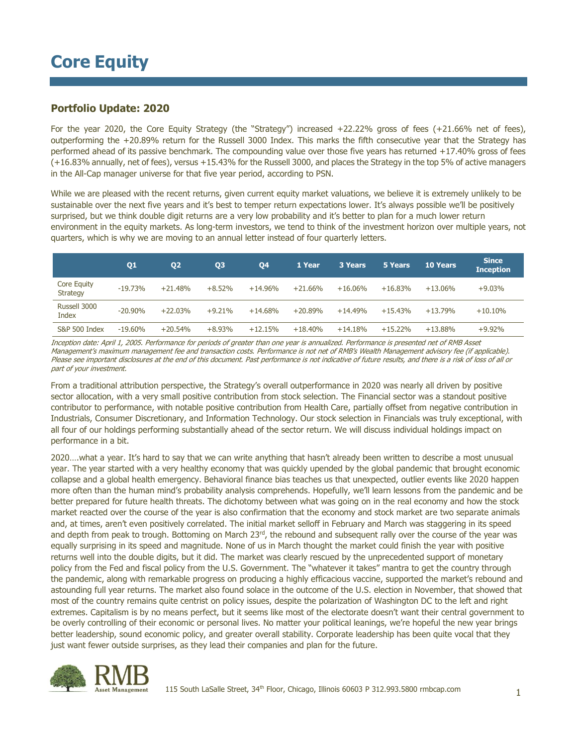# Core Equity

## Portfolio Update: 2020

For the year 2020, the Core Equity Strategy (the "Strategy") increased +22.22% gross of fees (+21.66% net of fees), outperforming the +20.89% return for the Russell 3000 Index. This marks the fifth consecutive year that the Strategy has performed ahead of its passive benchmark. The compounding value over those five years has returned +17.40% gross of fees (+16.83% annually, net of fees), versus +15.43% for the Russell 3000, and places the Strategy in the top 5% of active managers in the All-Cap manager universe for that five year period, according to PSN.

While we are pleased with the recent returns, given current equity market valuations, we believe it is extremely unlikely to be sustainable over the next five years and it's best to temper return expectations lower. It's always possible we'll be positively surprised, but we think double digit returns are a very low probability and it's better to plan for a much lower return environment in the equity markets. As long-term investors, we tend to think of the investment horizon over multiple years, not quarters, which is why we are moving to an annual letter instead of four quarterly letters.

| | Q1 | Q2 | Q3 | Q4 | 1 Year | 3 Years | 5 Years | 10 Years | Since Inception |
|---|---|---|---|---|---|---|---|---|---|
| Core Equity Strategy | -19.73% | +21.48% | +8.52% | +14.96% | +21.66% | +16.06% | +16.83% | +13.06% | +9.03% |
| Russell 3000 Index | -20.90% | +22.03% | +9.21% | +14.68% | +20.89% | +14.49% | +15.43% | +13.79% | +10.10% |
| S&P 500 Index | -19.60% | +20.54% | +8.93% | +12.15% | +18.40% | +14.18% | +15.22% | +13.88% | +9.92% |

*Inception date: April 1, 2005. Performance for periods of greater than one year is annualized. Performance is presented net of RMB Asset Management's maximum management fee and transaction costs. Performance is not net of RMB's Wealth Management advisory fee (if applicable). Please see important disclosures at the end of this document. Past performance is not indicative of future results, and there is a risk of loss of all or part of your investment.*

From a traditional attribution perspective, the Strategy's overall outperformance in 2020 was nearly all driven by positive sector allocation, with a very small positive contribution from stock selection. The Financial sector was a standout positive contributor to performance, with notable positive contribution from Health Care, partially offset from negative contribution in Industrials, Consumer Discretionary, and Information Technology. Our stock selection in Financials was truly exceptional, with all four of our holdings performing substantially ahead of the sector return. We will discuss individual holdings impact on performance in a bit.

2020….what a year. It's hard to say that we can write anything that hasn't already been written to describe a most unusual year. The year started with a very healthy economy that was quickly upended by the global pandemic that brought economic collapse and a global health emergency. Behavioral finance bias teaches us that unexpected, outlier events like 2020 happen more often than the human mind's probability analysis comprehends. Hopefully, we'll learn lessons from the pandemic and be better prepared for future health threats. The dichotomy between what was going on in the real economy and how the stock market reacted over the course of the year is also confirmation that the economy and stock market are two separate animals and, at times, aren't even positively correlated. The initial market selloff in February and March was staggering in its speed and depth from peak to trough. Bottoming on March 23rd, the rebound and subsequent rally over the course of the year was equally surprising in its speed and magnitude. None of us in March thought the market could finish the year with positive returns well into the double digits, but it did. The market was clearly rescued by the unprecedented support of monetary policy from the Fed and fiscal policy from the U.S. Government. The "whatever it takes" mantra to get the country through the pandemic, along with remarkable progress on producing a highly efficacious vaccine, supported the market's rebound and astounding full year returns. The market also found solace in the outcome of the U.S. election in November, that showed that most of the country remains quite centrist on policy issues, despite the polarization of Washington DC to the left and right extremes. Capitalism is by no means perfect, but it seems like most of the electorate doesn't want their central government to be overly controlling of their economic or personal lives. No matter your political leanings, we're hopeful the new year brings better leadership, sound economic policy, and greater overall stability. Corporate leadership has been quite vocal that they just want fewer outside surprises, as they lead their companies and plan for the future.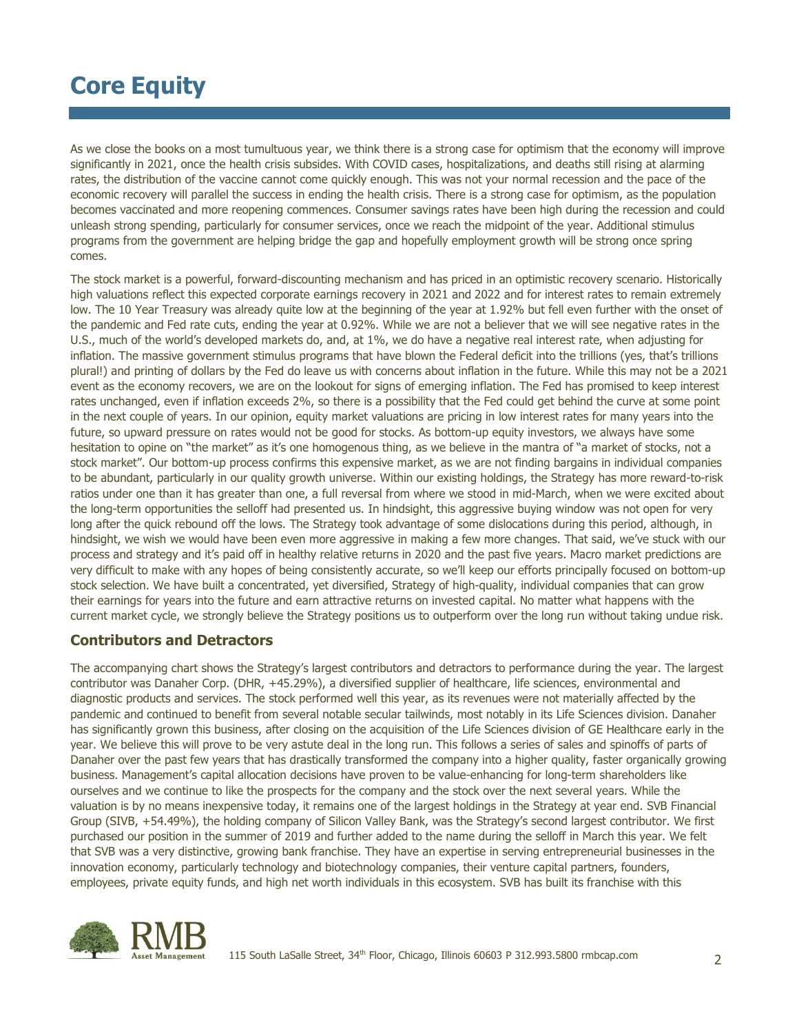# Core Equity

As we close the books on a most tumultuous year, we think there is a strong case for optimism that the economy will improve significantly in 2021, once the health crisis subsides. With COVID cases, hospitalizations, and deaths still rising at alarming rates, the distribution of the vaccine cannot come quickly enough. This was not your normal recession and the pace of the economic recovery will parallel the success in ending the health crisis. There is a strong case for optimism, as the population becomes vaccinated and more reopening commences. Consumer savings rates have been high during the recession and could unleash strong spending, particularly for consumer services, once we reach the midpoint of the year. Additional stimulus programs from the government are helping bridge the gap and hopefully employment growth will be strong once spring comes.

The stock market is a powerful, forward-discounting mechanism and has priced in an optimistic recovery scenario. Historically high valuations reflect this expected corporate earnings recovery in 2021 and 2022 and for interest rates to remain extremely low. The 10 Year Treasury was already quite low at the beginning of the year at 1.92% but fell even further with the onset of the pandemic and Fed rate cuts, ending the year at 0.92%. While we are not a believer that we will see negative rates in the U.S., much of the world's developed markets do, and, at 1%, we do have a negative real interest rate, when adjusting for inflation. The massive government stimulus programs that have blown the Federal deficit into the trillions (yes, that's trillions plural!) and printing of dollars by the Fed do leave us with concerns about inflation in the future. While this may not be a 2021 event as the economy recovers, we are on the lookout for signs of emerging inflation. The Fed has promised to keep interest rates unchanged, even if inflation exceeds 2%, so there is a possibility that the Fed could get behind the curve at some point in the next couple of years. In our opinion, equity market valuations are pricing in low interest rates for many years into the future, so upward pressure on rates would not be good for stocks. As bottom-up equity investors, we always have some hesitation to opine on "the market" as it's one homogenous thing, as we believe in the mantra of "a market of stocks, not a stock market". Our bottom-up process confirms this expensive market, as we are not finding bargains in individual companies to be abundant, particularly in our quality growth universe. Within our existing holdings, the Strategy has more reward-to-risk ratios under one than it has greater than one, a full reversal from where we stood in mid-March, when we were excited about the long-term opportunities the selloff had presented us. In hindsight, this aggressive buying window was not open for very long after the quick rebound off the lows. The Strategy took advantage of some dislocations during this period, although, in hindsight, we wish we would have been even more aggressive in making a few more changes. That said, we've stuck with our process and strategy and it's paid off in healthy relative returns in 2020 and the past five years. Macro market predictions are very difficult to make with any hopes of being consistently accurate, so we'll keep our efforts principally focused on bottom-up stock selection. We have built a concentrated, yet diversified, Strategy of high-quality, individual companies that can grow their earnings for years into the future and earn attractive returns on invested capital. No matter what happens with the current market cycle, we strongly believe the Strategy positions us to outperform over the long run without taking undue risk.

## Contributors and Detractors

The accompanying chart shows the Strategy's largest contributors and detractors to performance during the year. The largest contributor was Danaher Corp. (DHR, +45.29%), a diversified supplier of healthcare, life sciences, environmental and diagnostic products and services. The stock performed well this year, as its revenues were not materially affected by the pandemic and continued to benefit from several notable secular tailwinds, most notably in its Life Sciences division. Danaher has significantly grown this business, after closing on the acquisition of the Life Sciences division of GE Healthcare early in the year. We believe this will prove to be very astute deal in the long run. This follows a series of sales and spinoffs of parts of Danaher over the past few years that has drastically transformed the company into a higher quality, faster organically growing business. Management's capital allocation decisions have proven to be value-enhancing for long-term shareholders like ourselves and we continue to like the prospects for the company and the stock over the next several years. While the valuation is by no means inexpensive today, it remains one of the largest holdings in the Strategy at year end. SVB Financial Group (SIVB, +54.49%), the holding company of Silicon Valley Bank, was the Strategy's second largest contributor. We first purchased our position in the summer of 2019 and further added to the name during the selloff in March this year. We felt that SVB was a very distinctive, growing bank franchise. They have an expertise in serving entrepreneurial businesses in the innovation economy, particularly technology and biotechnology companies, their venture capital partners, founders, employees, private equity funds, and high net worth individuals in this ecosystem. SVB has built its franchise with this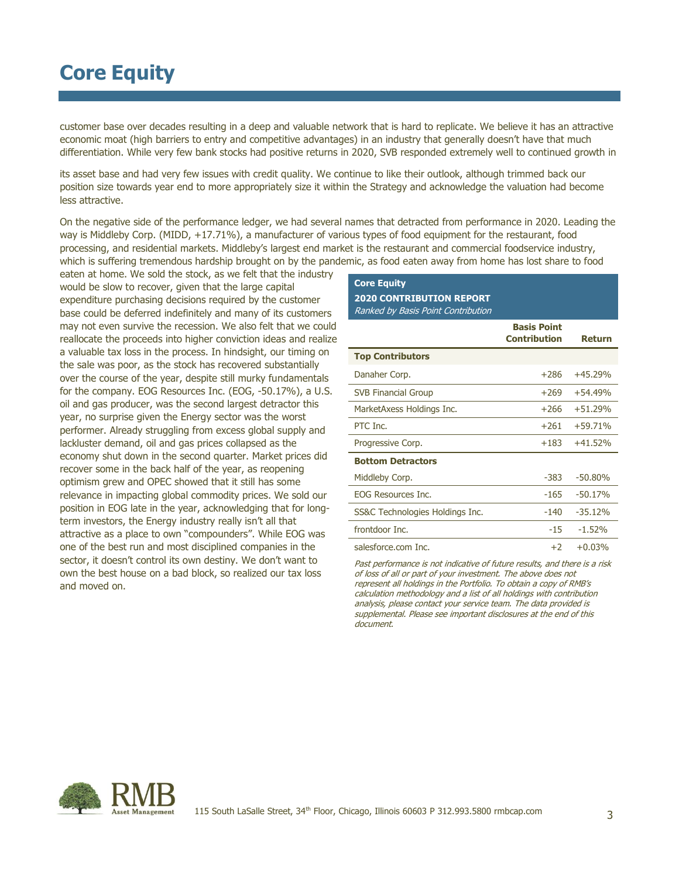# Core Equity

customer base over decades resulting in a deep and valuable network that is hard to replicate. We believe it has an attractive economic moat (high barriers to entry and competitive advantages) in an industry that generally doesn't have that much differentiation. While very few bank stocks had positive returns in 2020, SVB responded extremely well to continued growth in

its asset base and had very few issues with credit quality. We continue to like their outlook, although trimmed back our position size towards year end to more appropriately size it within the Strategy and acknowledge the valuation had become less attractive.

On the negative side of the performance ledger, we had several names that detracted from performance in 2020. Leading the way is Middleby Corp. (MIDD, +17.71%), a manufacturer of various types of food equipment for the restaurant, food processing, and residential markets. Middleby's largest end market is the restaurant and commercial foodservice industry, which is suffering tremendous hardship brought on by the pandemic, as food eaten away from home has lost share to food eaten at home. We sold the stock, as we felt that the industry would be slow to recover, given that the large capital expenditure purchasing decisions required by the customer base could be deferred indefinitely and many of its customers may not even survive the recession. We also felt that we could reallocate the proceeds into higher conviction ideas and realize a valuable tax loss in the process. In hindsight, our timing on the sale was poor, as the stock has recovered substantially over the course of the year, despite still murky fundamentals for the company. EOG Resources Inc. (EOG, -50.17%), a U.S. oil and gas producer, was the second largest detractor this year, no surprise given the Energy sector was the worst performer. Already struggling from excess global supply and lackluster demand, oil and gas prices collapsed as the economy shut down in the second quarter. Market prices did recover some in the back half of the year, as reopening optimism grew and OPEC showed that it still has some relevance in impacting global commodity prices. We sold our position in EOG late in the year, acknowledging that for long-term investors, the Energy industry really isn't all that attractive as a place to own "compounders". While EOG was one of the best run and most disciplined companies in the sector, it doesn't control its own destiny. We don't want to own the best house on a bad block, so realized our tax loss and moved on.

**Core Equity**
**2020 CONTRIBUTION REPORT**
*Ranked by Basis Point Contribution*

| | Basis Point Contribution | Return |
|---|---|---|
| **Top Contributors** | | |
| Danaher Corp. | +286 | +45.29% |
| SVB Financial Group | +269 | +54.49% |
| MarketAxess Holdings Inc. | +266 | +51.29% |
| PTC Inc. | +261 | +59.71% |
| Progressive Corp. | +183 | +41.52% |
| **Bottom Detractors** | | |
| Middleby Corp. | -383 | -50.80% |
| EOG Resources Inc. | -165 | -50.17% |
| SS&C Technologies Holdings Inc. | -140 | -35.12% |
| frontdoor Inc. | -15 | -1.52% |
| salesforce.com Inc. | +2 | +0.03% |

*Past performance is not indicative of future results, and there is a risk of loss of all or part of your investment. The above does not represent all holdings in the Portfolio. To obtain a copy of RMB's calculation methodology and a list of all holdings with contribution analysis, please contact your service team. The data provided is supplemental. Please see important disclosures at the end of this document.*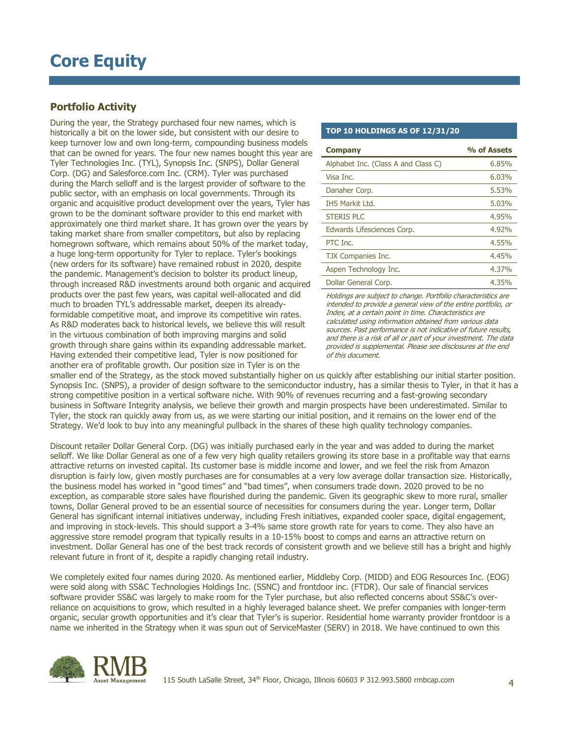# Core Equity

## Portfolio Activity

During the year, the Strategy purchased four new names, which is historically a bit on the lower side, but consistent with our desire to keep turnover low and own long-term, compounding business models that can be owned for years. The four new names bought this year are Tyler Technologies Inc. (TYL), Synopsis Inc. (SNPS), Dollar General Corp. (DG) and Salesforce.com Inc. (CRM). Tyler was purchased during the March selloff and is the largest provider of software to the public sector, with an emphasis on local governments. Through its organic and acquisitive product development over the years, Tyler has grown to be the dominant software provider to this end market with approximately one third market share. It has grown over the years by taking market share from smaller competitors, but also by replacing homegrown software, which remains about 50% of the market today, a huge long-term opportunity for Tyler to replace. Tyler's bookings (new orders for its software) have remained robust in 2020, despite the pandemic. Management's decision to bolster its product lineup, through increased R&D investments around both organic and acquired products over the past few years, was capital well-allocated and did much to broaden TYL's addressable market, deepen its already-formidable competitive moat, and improve its competitive win rates. As R&D moderates back to historical levels, we believe this will result in the virtuous combination of both improving margins and solid growth through share gains within its expanding addressable market. Having extended their competitive lead, Tyler is now positioned for another era of profitable growth. Our position size in Tyler is on the smaller end of the Strategy, as the stock moved substantially higher on us quickly after establishing our initial starter position. Synopsis Inc. (SNPS), a provider of design software to the semiconductor industry, has a similar thesis to Tyler, in that it has a strong competitive position in a vertical software niche. With 90% of revenues recurring and a fast-growing secondary business in Software Integrity analysis, we believe their growth and margin prospects have been underestimated. Similar to Tyler, the stock ran quickly away from us, as we were starting our initial position, and it remains on the lower end of the Strategy. We'd look to buy into any meaningful pullback in the shares of these high quality technology companies.

**TOP 10 HOLDINGS AS OF 12/31/20**

| Company | % of Assets |
|---|---|
| Alphabet Inc. (Class A and Class C) | 6.85% |
| Visa Inc. | 6.03% |
| Danaher Corp. | 5.53% |
| IHS Markit Ltd. | 5.03% |
| STERIS PLC | 4.95% |
| Edwards Lifesciences Corp. | 4.92% |
| PTC Inc. | 4.55% |
| TJX Companies Inc. | 4.45% |
| Aspen Technology Inc. | 4.37% |
| Dollar General Corp. | 4.35% |

*Holdings are subject to change. Portfolio characteristics are intended to provide a general view of the entire portfolio, or Index, at a certain point in time. Characteristics are calculated using information obtained from various data sources. Past performance is not indicative of future results, and there is a risk of all or part of your investment. The data provided is supplemental. Please see disclosures at the end of this document.*

Discount retailer Dollar General Corp. (DG) was initially purchased early in the year and was added to during the market selloff. We like Dollar General as one of a few very high quality retailers growing its store base in a profitable way that earns attractive returns on invested capital. Its customer base is middle income and lower, and we feel the risk from Amazon disruption is fairly low, given mostly purchases are for consumables at a very low average dollar transaction size. Historically, the business model has worked in "good times" and "bad times", when consumers trade down. 2020 proved to be no exception, as comparable store sales have flourished during the pandemic. Given its geographic skew to more rural, smaller towns, Dollar General proved to be an essential source of necessities for consumers during the year. Longer term, Dollar General has significant internal initiatives underway, including Fresh initiatives, expanded cooler space, digital engagement, and improving in stock-levels. This should support a 3-4% same store growth rate for years to come. They also have an aggressive store remodel program that typically results in a 10-15% boost to comps and earns an attractive return on investment. Dollar General has one of the best track records of consistent growth and we believe still has a bright and highly relevant future in front of it, despite a rapidly changing retail industry.

We completely exited four names during 2020. As mentioned earlier, Middleby Corp. (MIDD) and EOG Resources Inc. (EOG) were sold along with SS&C Technologies Holdings Inc. (SSNC) and frontdoor inc. (FTDR). Our sale of financial services software provider SS&C was largely to make room for the Tyler purchase, but also reflected concerns about SS&C's over-reliance on acquisitions to grow, which resulted in a highly leveraged balance sheet. We prefer companies with longer-term organic, secular growth opportunities and it's clear that Tyler's is superior. Residential home warranty provider frontdoor is a name we inherited in the Strategy when it was spun out of ServiceMaster (SERV) in 2018. We have continued to own this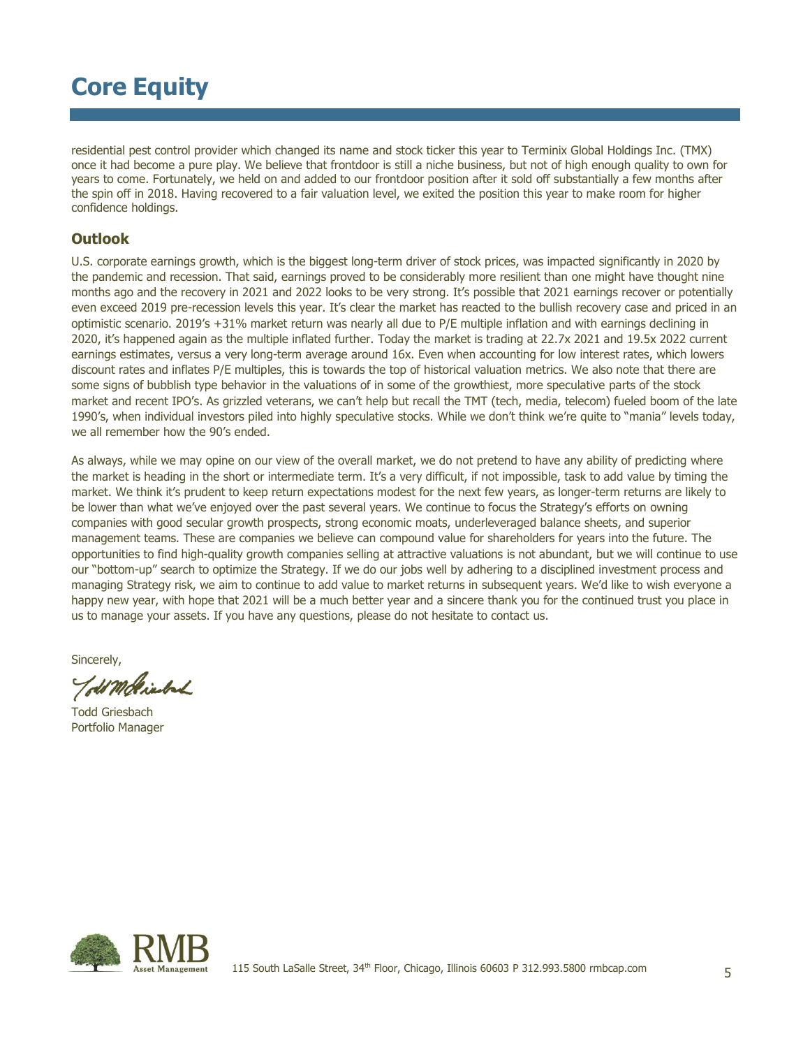# Core Equity

residential pest control provider which changed its name and stock ticker this year to Terminix Global Holdings Inc. (TMX) once it had become a pure play. We believe that frontdoor is still a niche business, but not of high enough quality to own for years to come. Fortunately, we held on and added to our frontdoor position after it sold off substantially a few months after the spin off in 2018. Having recovered to a fair valuation level, we exited the position this year to make room for higher confidence holdings.

## Outlook

U.S. corporate earnings growth, which is the biggest long-term driver of stock prices, was impacted significantly in 2020 by the pandemic and recession. That said, earnings proved to be considerably more resilient than one might have thought nine months ago and the recovery in 2021 and 2022 looks to be very strong. It's possible that 2021 earnings recover or potentially even exceed 2019 pre-recession levels this year. It's clear the market has reacted to the bullish recovery case and priced in an optimistic scenario. 2019's +31% market return was nearly all due to P/E multiple inflation and with earnings declining in 2020, it's happened again as the multiple inflated further. Today the market is trading at 22.7x 2021 and 19.5x 2022 current earnings estimates, versus a very long-term average around 16x. Even when accounting for low interest rates, which lowers discount rates and inflates P/E multiples, this is towards the top of historical valuation metrics. We also note that there are some signs of bubblish type behavior in the valuations of in some of the growthiest, more speculative parts of the stock market and recent IPO's. As grizzled veterans, we can't help but recall the TMT (tech, media, telecom) fueled boom of the late 1990's, when individual investors piled into highly speculative stocks. While we don't think we're quite to "mania" levels today, we all remember how the 90's ended.

As always, while we may opine on our view of the overall market, we do not pretend to have any ability of predicting where the market is heading in the short or intermediate term. It's a very difficult, if not impossible, task to add value by timing the market. We think it's prudent to keep return expectations modest for the next few years, as longer-term returns are likely to be lower than what we've enjoyed over the past several years. We continue to focus the Strategy's efforts on owning companies with good secular growth prospects, strong economic moats, underleveraged balance sheets, and superior management teams. These are companies we believe can compound value for shareholders for years into the future. The opportunities to find high-quality growth companies selling at attractive valuations is not abundant, but we will continue to use our "bottom-up" search to optimize the Strategy. If we do our jobs well by adhering to a disciplined investment process and managing Strategy risk, we aim to continue to add value to market returns in subsequent years. We'd like to wish everyone a happy new year, with hope that 2021 will be a much better year and a sincere thank you for the continued trust you place in us to manage your assets. If you have any questions, please do not hesitate to contact us.

Sincerely,

Todd Griesbach
Portfolio Manager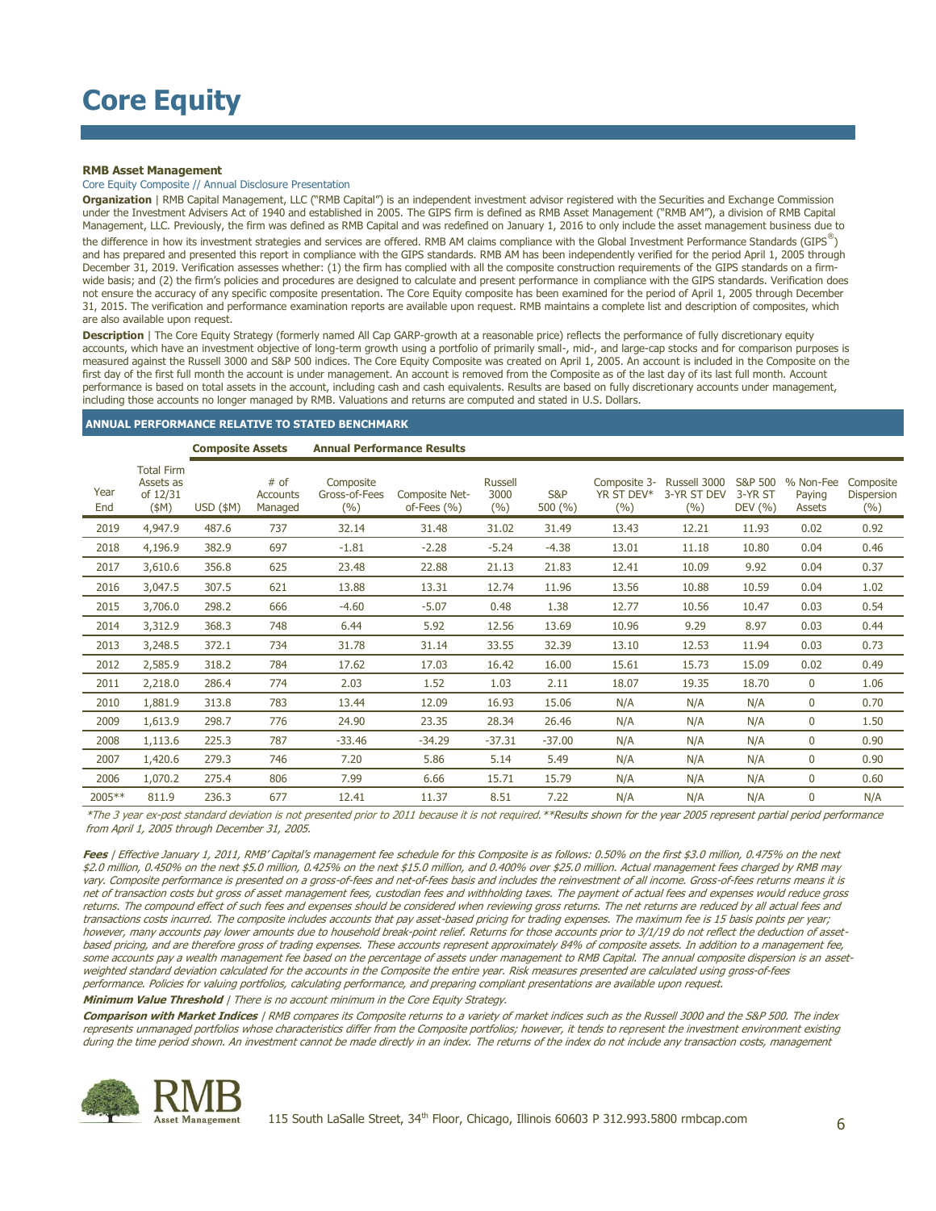# Core Equity

**RMB Asset Management**

Core Equity Composite // Annual Disclosure Presentation

**Organization** | RMB Capital Management, LLC ("RMB Capital") is an independent investment advisor registered with the Securities and Exchange Commission under the Investment Advisers Act of 1940 and established in 2005. The GIPS firm is defined as RMB Asset Management ("RMB AM"), a division of RMB Capital Management, LLC. Previously, the firm was defined as RMB Capital and was redefined on January 1, 2016 to only include the asset management business due to the difference in how its investment strategies and services are offered. RMB AM claims compliance with the Global Investment Performance Standards (GIPS®) and has prepared and presented this report in compliance with the GIPS standards. RMB AM has been independently verified for the period April 1, 2005 through December 31, 2019. Verification assesses whether: (1) the firm has complied with all the composite construction requirements of the GIPS standards on a firm-wide basis; and (2) the firm's policies and procedures are designed to calculate and present performance in compliance with the GIPS standards. Verification does not ensure the accuracy of any specific composite presentation. The Core Equity composite has been examined for the period of April 1, 2005 through December 31, 2015. The verification and performance examination reports are available upon request. RMB maintains a complete list and description of composites, which are also available upon request.

**Description** | The Core Equity Strategy (formerly named All Cap GARP-growth at a reasonable price) reflects the performance of fully discretionary equity accounts, which have an investment objective of long-term growth using a portfolio of primarily small-, mid-, and large-cap stocks and for comparison purposes is measured against the Russell 3000 and S&P 500 indices. The Core Equity Composite was created on April 1, 2005. An account is included in the Composite on the first day of the first full month the account is under management. An account is removed from the Composite as of the last day of its last full month. Account performance is based on total assets in the account, including cash and cash equivalents. Results are based on fully discretionary accounts under management, including those accounts no longer managed by RMB. Valuations and returns are computed and stated in U.S. Dollars.

## ANNUAL PERFORMANCE RELATIVE TO STATED BENCHMARK

| | | Composite Assets | | Annual Performance Results | | | | | | | | |
|---|---|---|---|---|---|---|---|---|---|---|---|---|
| Year End | Total Firm Assets as of 12/31 ($M) | USD ($M) | # of Accounts Managed | Composite Gross-of-Fees (%) | Composite Net-of-Fees (%) | Russell 3000 (%) | S&P 500 (%) | Composite 3-YR ST DEV* (%) | Russell 3000 3-YR ST DEV (%) | S&P 500 3-YR ST DEV (%) | % Non-Fee Paying Assets | Composite Dispersion (%) |
| 2019 | 4,947.9 | 487.6 | 737 | 32.14 | 31.48 | 31.02 | 31.49 | 13.43 | 12.21 | 11.93 | 0.02 | 0.92 |
| 2018 | 4,196.9 | 382.9 | 697 | -1.81 | -2.28 | -5.24 | -4.38 | 13.01 | 11.18 | 10.80 | 0.04 | 0.46 |
| 2017 | 3,610.6 | 356.8 | 625 | 23.48 | 22.88 | 21.13 | 21.83 | 12.41 | 10.09 | 9.92 | 0.04 | 0.37 |
| 2016 | 3,047.5 | 307.5 | 621 | 13.88 | 13.31 | 12.74 | 11.96 | 13.56 | 10.88 | 10.59 | 0.04 | 1.02 |
| 2015 | 3,706.0 | 298.2 | 666 | -4.60 | -5.07 | 0.48 | 1.38 | 12.77 | 10.56 | 10.47 | 0.03 | 0.54 |
| 2014 | 3,312.9 | 368.3 | 748 | 6.44 | 5.92 | 12.56 | 13.69 | 10.96 | 9.29 | 8.97 | 0.03 | 0.44 |
| 2013 | 3,248.5 | 372.1 | 734 | 31.78 | 31.14 | 33.55 | 32.39 | 13.10 | 12.53 | 11.94 | 0.03 | 0.73 |
| 2012 | 2,585.9 | 318.2 | 784 | 17.62 | 17.03 | 16.42 | 16.00 | 15.61 | 15.73 | 15.09 | 0.02 | 0.49 |
| 2011 | 2,218.0 | 286.4 | 774 | 2.03 | 1.52 | 1.03 | 2.11 | 18.07 | 19.35 | 18.70 | 0 | 1.06 |
| 2010 | 1,881.9 | 313.8 | 783 | 13.44 | 12.09 | 16.93 | 15.06 | N/A | N/A | N/A | 0 | 0.70 |
| 2009 | 1,613.9 | 298.7 | 776 | 24.90 | 23.35 | 28.34 | 26.46 | N/A | N/A | N/A | 0 | 1.50 |
| 2008 | 1,113.6 | 225.3 | 787 | -33.46 | -34.29 | -37.31 | -37.00 | N/A | N/A | N/A | 0 | 0.90 |
| 2007 | 1,420.6 | 279.3 | 746 | 7.20 | 5.86 | 5.14 | 5.49 | N/A | N/A | N/A | 0 | 0.90 |
| 2006 | 1,070.2 | 275.4 | 806 | 7.99 | 6.66 | 15.71 | 15.79 | N/A | N/A | N/A | 0 | 0.60 |
| 2005** | 811.9 | 236.3 | 677 | 12.41 | 11.37 | 8.51 | 7.22 | N/A | N/A | N/A | 0 | N/A |

*\*The 3 year ex-post standard deviation is not presented prior to 2011 because it is not required. \*\*Results shown for the year 2005 represent partial period performance from April 1, 2005 through December 31, 2005.*

***Fees** | Effective January 1, 2011, RMB' Capital's management fee schedule for this Composite is as follows: 0.50% on the first $3.0 million, 0.475% on the next $2.0 million, 0.450% on the next $5.0 million, 0.425% on the next $15.0 million, and 0.400% over $25.0 million. Actual management fees charged by RMB may vary. Composite performance is presented on a gross-of-fees and net-of-fees basis and includes the reinvestment of all income. Gross-of-fees returns means it is net of transaction costs but gross of asset management fees, custodian fees and withholding taxes. The payment of actual fees and expenses would reduce gross returns. The compound effect of such fees and expenses should be considered when reviewing gross returns. The net returns are reduced by all actual fees and transactions costs incurred. The composite includes accounts that pay asset-based pricing for trading expenses. The maximum fee is 15 basis points per year; however, many accounts pay lower amounts due to household break-point relief. Returns for those accounts prior to 3/1/19 do not reflect the deduction of asset-based pricing, and are therefore gross of trading expenses. These accounts represent approximately 84% of composite assets. In addition to a management fee, some accounts pay a wealth management fee based on the percentage of assets under management to RMB Capital. The annual composite dispersion is an asset-weighted standard deviation calculated for the accounts in the Composite the entire year. Risk measures presented are calculated using gross-of-fees performance. Policies for valuing portfolios, calculating performance, and preparing compliant presentations are available upon request.*

***Minimum Value Threshold** | There is no account minimum in the Core Equity Strategy.*

***Comparison with Market Indices** | RMB compares its Composite returns to a variety of market indices such as the Russell 3000 and the S&P 500. The index represents unmanaged portfolios whose characteristics differ from the Composite portfolios; however, it tends to represent the investment environment existing during the time period shown. An investment cannot be made directly in an index. The returns of the index do not include any transaction costs, management*

RMB Asset Management

115 South LaSalle Street, 34th Floor, Chicago, Illinois 60603 P 312.993.5800 rmbcap.com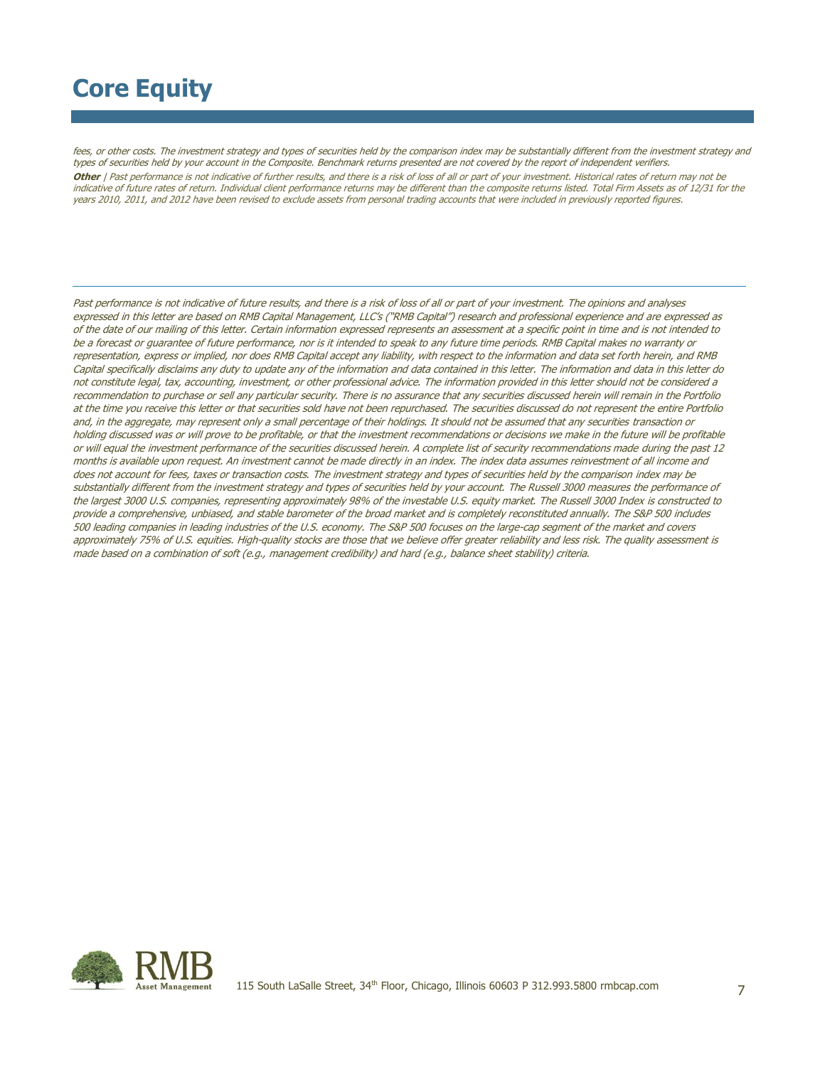# Core Equity

*fees, or other costs. The investment strategy and types of securities held by the comparison index may be substantially different from the investment strategy and types of securities held by your account in the Composite. Benchmark returns presented are not covered by the report of independent verifiers.*

***Other*** *| Past performance is not indicative of further results, and there is a risk of loss of all or part of your investment. Historical rates of return may not be indicative of future rates of return. Individual client performance returns may be different than the composite returns listed. Total Firm Assets as of 12/31 for the years 2010, 2011, and 2012 have been revised to exclude assets from personal trading accounts that were included in previously reported figures.*

---

*Past performance is not indicative of future results, and there is a risk of loss of all or part of your investment. The opinions and analyses expressed in this letter are based on RMB Capital Management, LLC's ("RMB Capital") research and professional experience and are expressed as of the date of our mailing of this letter. Certain information expressed represents an assessment at a specific point in time and is not intended to be a forecast or guarantee of future performance, nor is it intended to speak to any future time periods. RMB Capital makes no warranty or representation, express or implied, nor does RMB Capital accept any liability, with respect to the information and data set forth herein, and RMB Capital specifically disclaims any duty to update any of the information and data contained in this letter. The information and data in this letter do not constitute legal, tax, accounting, investment, or other professional advice. The information provided in this letter should not be considered a recommendation to purchase or sell any particular security. There is no assurance that any securities discussed herein will remain in the Portfolio at the time you receive this letter or that securities sold have not been repurchased. The securities discussed do not represent the entire Portfolio and, in the aggregate, may represent only a small percentage of their holdings. It should not be assumed that any securities transaction or holding discussed was or will prove to be profitable, or that the investment recommendations or decisions we make in the future will be profitable or will equal the investment performance of the securities discussed herein. A complete list of security recommendations made during the past 12 months is available upon request. An investment cannot be made directly in an index. The index data assumes reinvestment of all income and does not account for fees, taxes or transaction costs. The investment strategy and types of securities held by the comparison index may be substantially different from the investment strategy and types of securities held by your account. The Russell 3000 measures the performance of the largest 3000 U.S. companies, representing approximately 98% of the investable U.S. equity market. The Russell 3000 Index is constructed to provide a comprehensive, unbiased, and stable barometer of the broad market and is completely reconstituted annually. The S&P 500 includes 500 leading companies in leading industries of the U.S. economy. The S&P 500 focuses on the large-cap segment of the market and covers approximately 75% of U.S. equities. High-quality stocks are those that we believe offer greater reliability and less risk. The quality assessment is made based on a combination of soft (e.g., management credibility) and hard (e.g., balance sheet stability) criteria.*

RMB Asset Management

115 South LaSalle Street, 34th Floor, Chicago, Illinois 60603 P 312.993.5800 rmbcap.com